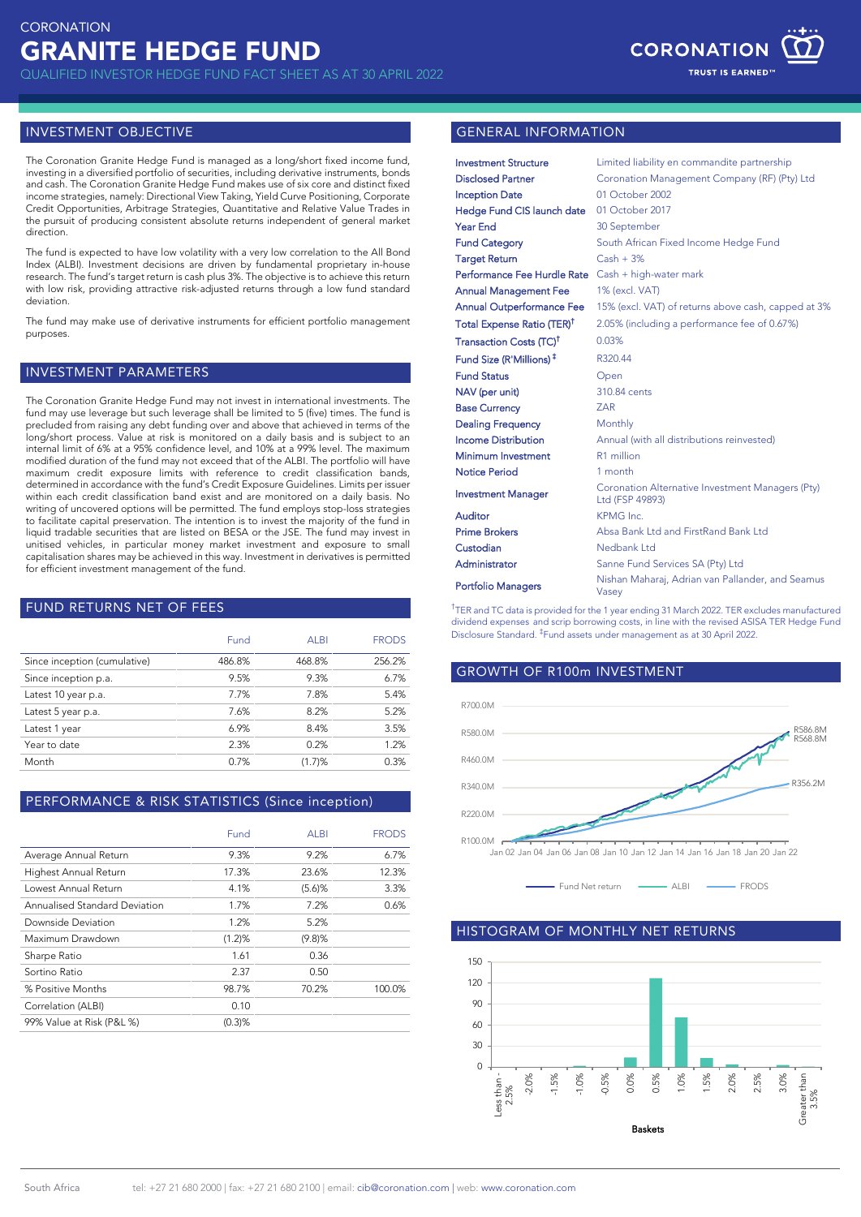CORONATION

# GRANITE HEDGE FUND

QUALIFIED INVESTOR HEDGE FUND FACT SHEET AS AT 30 APRIL 2022

## INVESTMENT OBJECTIVE

The Coronation Granite Hedge Fund is managed as a long/short fixed income fund, investing in a diversified portfolio of securities, including derivative instruments, bonds and cash. The Coronation Granite Hedge Fund makes use of six core and distinct fixed income strategies, namely: Directional View Taking, Yield Curve Positioning, Corporate Credit Opportunities, Arbitrage Strategies, Quantitative and Relative Value Trades in the pursuit of producing consistent absolute returns independent of general market direction.

The fund is expected to have low volatility with a very low correlation to the All Bond Index (ALBI). Investment decisions are driven by fundamental proprietary in-house research. The fund's target return is cash plus 3%. The objective is to achieve this return with low risk, providing attractive risk-adjusted returns through a low fund standard deviation.

The fund may make use of derivative instruments for efficient portfolio management purposes.

## INVESTMENT PARAMETERS

The Coronation Granite Hedge Fund may not invest in international investments. The fund may use leverage but such leverage shall be limited to 5 (five) times. The fund is precluded from raising any debt funding over and above that achieved in terms of the long/short process. Value at risk is monitored on a daily basis and is subject to an internal limit of 6% at a 95% confidence level, and 10% at a 99% level. The maximum modified duration of the fund may not exceed that of the ALBI. The portfolio will have maximum credit exposure limits with reference to credit classification bands, determined in accordance with the fund's Credit Exposure Guidelines. Limits per issuer within each credit classification band exist and are monitored on a daily basis. No writing of uncovered options will be permitted. The fund employs stop-loss strategies to facilitate capital preservation. The intention is to invest the majority of the fund in liquid tradable securities that are listed on BESA or the JSE. The fund may invest in unitised vehicles, in particular money market investment and exposure to small capitalisation shares may be achieved in this way. Investment in derivatives is permitted for efficient investment management of the fund.

## FUND RETURNS NET OF FEES

| | Fund | ALBI | FRODS |
|---|---|---|---|
| Since inception (cumulative) | 486.8% | 468.8% | 256.2% |
| Since inception p.a. | 9.5% | 9.3% | 6.7% |
| Latest 10 year p.a. | 7.7% | 7.8% | 5.4% |
| Latest 5 year p.a. | 7.6% | 8.2% | 5.2% |
| Latest 1 year | 6.9% | 8.4% | 3.5% |
| Year to date | 2.3% | 0.2% | 1.2% |
| Month | 0.7% | (1.7)% | 0.3% |

## PERFORMANCE & RISK STATISTICS (Since inception)

| | Fund | ALBI | FRODS |
|---|---|---|---|
| Average Annual Return | 9.3% | 9.2% | 6.7% |
| Highest Annual Return | 17.3% | 23.6% | 12.3% |
| Lowest Annual Return | 4.1% | (5.6)% | 3.3% |
| Annualised Standard Deviation | 1.7% | 7.2% | 0.6% |
| Downside Deviation | 1.2% | 5.2% | |
| Maximum Drawdown | (1.2)% | (9.8)% | |
| Sharpe Ratio | 1.61 | 0.36 | |
| Sortino Ratio | 2.37 | 0.50 | |
| % Positive Months | 98.7% | 70.2% | 100.0% |
| Correlation (ALBI) | 0.10 | | |
| 99% Value at Risk (P&L %) | (0.3)% | | |

## GENERAL INFORMATION

| | |
|---|---|
| Investment Structure | Limited liability en commandite partnership |
| Disclosed Partner | Coronation Management Company (RF) (Pty) Ltd |
| Inception Date | 01 October 2002 |
| Hedge Fund CIS launch date | 01 October 2017 |
| Year End | 30 September |
| Fund Category | South African Fixed Income Hedge Fund |
| Target Return | Cash + 3% |
| Performance Fee Hurdle Rate | Cash + high-water mark |
| Annual Management Fee | 1% (excl. VAT) |
| Annual Outperformance Fee | 15% (excl. VAT) of returns above cash, capped at 3% |
| Total Expense Ratio (TER)† | 2.05% (including a performance fee of 0.67%) |
| Transaction Costs (TC)† | 0.03% |
| Fund Size (R'Millions)‡ | R320.44 |
| Fund Status | Open |
| NAV (per unit) | 310.84 cents |
| Base Currency | ZAR |
| Dealing Frequency | Monthly |
| Income Distribution | Annual (with all distributions reinvested) |
| Minimum Investment | R1 million |
| Notice Period | 1 month |
| Investment Manager | Coronation Alternative Investment Managers (Pty) Ltd (FSP 49893) |
| Auditor | KPMG Inc. |
| Prime Brokers | Absa Bank Ltd and FirstRand Bank Ltd |
| Custodian | Nedbank Ltd |
| Administrator | Sanne Fund Services SA (Pty) Ltd |
| Portfolio Managers | Nishan Maharaj, Adrian van Pallander, and Seamus Vasey |

†TER and TC data is provided for the 1 year ending 31 March 2022. TER excludes manufactured dividend expenses and scrip borrowing costs, in line with the revised ASISA TER Hedge Fund Disclosure Standard. ‡Fund assets under management as at 30 April 2022.

## GROWTH OF R100m INVESTMENT

Final values: Fund Net return R586.8M, ALBI R568.8M, FRODS R356.2M (Jan 02 – Jan 22).

## HISTOGRAM OF MONTHLY NET RETURNS

Baskets: Less than -2.5%, -2.0%, -1.5%, -1.0%, -0.5%, 0.0%, 0.5%, 1.0%, 1.5%, 2.0%, 2.5%, 3.0%, Greater than 3.5%

South Africa tel: +27 21 680 2000 | fax: +27 21 680 2100 | email: cib@coronation.com | web: www.coronation.com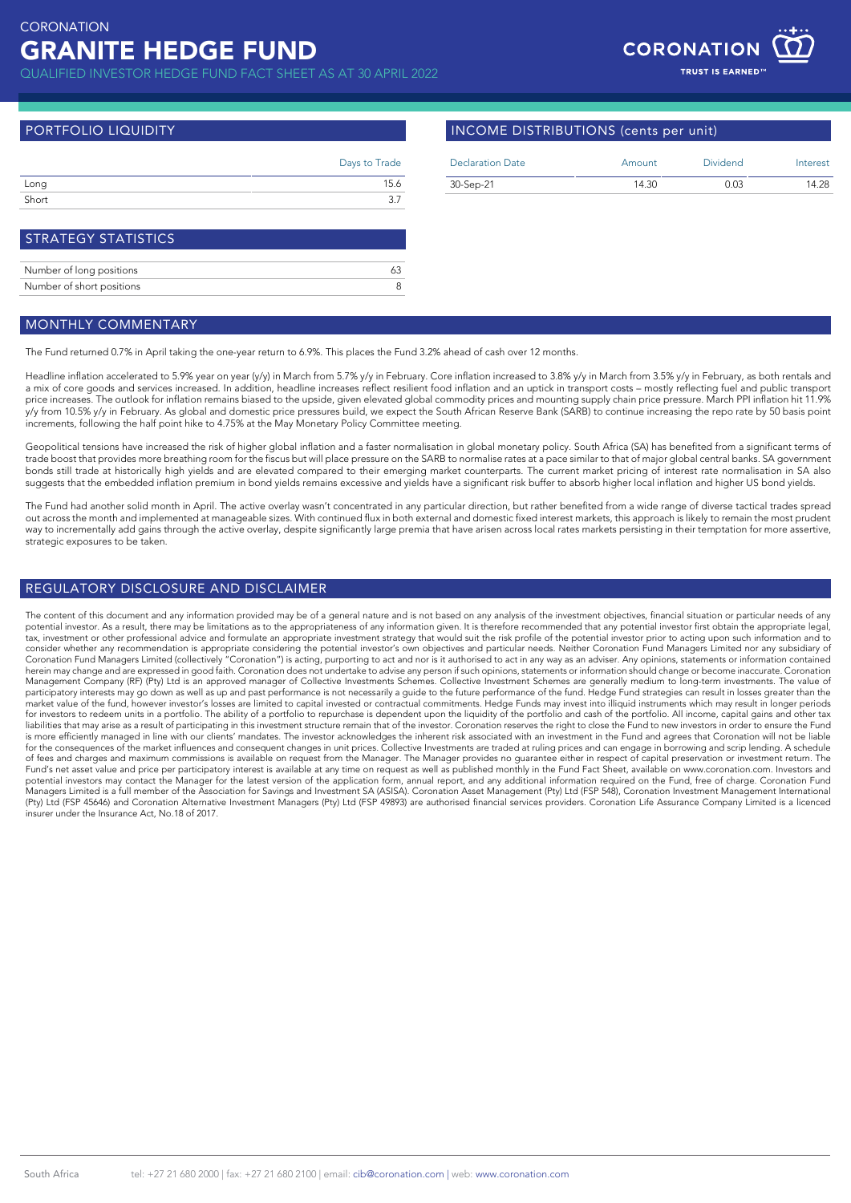## PORTFOLIO LIQUIDITY

| | Days to Trade |
|---|---|
| Long | 15.6 |
| Short | 3.7 |

## INCOME DISTRIBUTIONS (cents per unit)

| Declaration Date | Amount | Dividend | Interest |
|---|---|---|---|
| 30-Sep-21 | 14.30 | 0.03 | 14.28 |

## STRATEGY STATISTICS

| | |
|---|---|
| Number of long positions | 63 |
| Number of short positions | 8 |

## MONTHLY COMMENTARY

The Fund returned 0.7% in April taking the one-year return to 6.9%. This places the Fund 3.2% ahead of cash over 12 months.

Headline inflation accelerated to 5.9% year on year (y/y) in March from 5.7% y/y in February. Core inflation increased to 3.8% y/y in March from 3.5% y/y in February, as both rentals and a mix of core goods and services increased. In addition, headline increases reflect resilient food inflation and an uptick in transport costs – mostly reflecting fuel and public transport price increases. The outlook for inflation remains biased to the upside, given elevated global commodity prices and mounting supply chain price pressure. March PPI inflation hit 11.9% y/y from 10.5% y/y in February. As global and domestic price pressures build, we expect the South African Reserve Bank (SARB) to continue increasing the repo rate by 50 basis point increments, following the half point hike to 4.75% at the May Monetary Policy Committee meeting.

Geopolitical tensions have increased the risk of higher global inflation and a faster normalisation in global monetary policy. South Africa (SA) has benefited from a significant terms of trade boost that provides more breathing room for the fiscus but will place pressure on the SARB to normalise rates at a pace similar to that of major global central banks. SA government bonds still trade at historically high yields and are elevated compared to their emerging market counterparts. The current market pricing of interest rate normalisation in SA also suggests that the embedded inflation premium in bond yields remains excessive and yields have a significant risk buffer to absorb higher local inflation and higher US bond yields.

The Fund had another solid month in April. The active overlay wasn't concentrated in any particular direction, but rather benefited from a wide range of diverse tactical trades spread out across the month and implemented at manageable sizes. With continued flux in both external and domestic fixed interest markets, this approach is likely to remain the most prudent way to incrementally add gains through the active overlay, despite significantly large premia that have arisen across local rates markets persisting in their temptation for more assertive, strategic exposures to be taken.

## REGULATORY DISCLOSURE AND DISCLAIMER

The content of this document and any information provided may be of a general nature and is not based on any analysis of the investment objectives, financial situation or particular needs of any potential investor. As a result, there may be limitations as to the appropriateness of any information given. It is therefore recommended that any potential investor first obtain the appropriate legal, tax, investment or other professional advice and formulate an appropriate investment strategy that would suit the risk profile of the potential investor prior to acting upon such information and to consider whether any recommendation is appropriate considering the potential investor's own objectives and particular needs. Neither Coronation Fund Managers Limited nor any subsidiary of Coronation Fund Managers Limited (collectively "Coronation") is acting, purporting to act and nor is it authorised to act in any way as an adviser. Any opinions, statements or information contained herein may change and are expressed in good faith. Coronation does not undertake to advise any person if such opinions, statements or information should change or become inaccurate. Coronation Management Company (RF) (Pty) Ltd is an approved manager of Collective Investments Schemes. Collective Investment Schemes are generally medium to long-term investments. The value of participatory interests may go down as well as up and past performance is not necessarily a guide to the future performance of the fund. Hedge Fund strategies can result in losses greater than the market value of the fund, however investor's losses are limited to capital invested or contractual commitments. Hedge Funds may invest into illiquid instruments which may result in longer periods for investors to redeem units in a portfolio. The ability of a portfolio to repurchase is dependent upon the liquidity of the portfolio and cash of the portfolio. All income, capital gains and other tax liabilities that may arise as a result of participating in this investment structure remain that of the investor. Coronation reserves the right to close the Fund to new investors in order to ensure the Fund is more efficiently managed in line with our clients' mandates. The investor acknowledges the inherent risk associated with an investment in the Fund and agrees that Coronation will not be liable for the consequences of the market influences and consequent changes in unit prices. Collective Investments are traded at ruling prices and can engage in borrowing and scrip lending. A schedule of fees and charges and maximum commissions is available on request from the Manager. The Manager provides no guarantee either in respect of capital preservation or investment return. The Fund's net asset value and price per participatory interest is available at any time on request as well as published monthly in the Fund Fact Sheet, available on www.coronation.com. Investors and potential investors may contact the Manager for the latest version of the application form, annual report, and any additional information required on the Fund, free of charge. Coronation Fund Managers Limited is a full member of the Association for Savings and Investment SA (ASISA). Coronation Asset Management (Pty) Ltd (FSP 548), Coronation Investment Management International (Pty) Ltd (FSP 45646) and Coronation Alternative Investment Managers (Pty) Ltd (FSP 49893) are authorised financial services providers. Coronation Life Assurance Company Limited is a licenced insurer under the Insurance Act, No.18 of 2017.